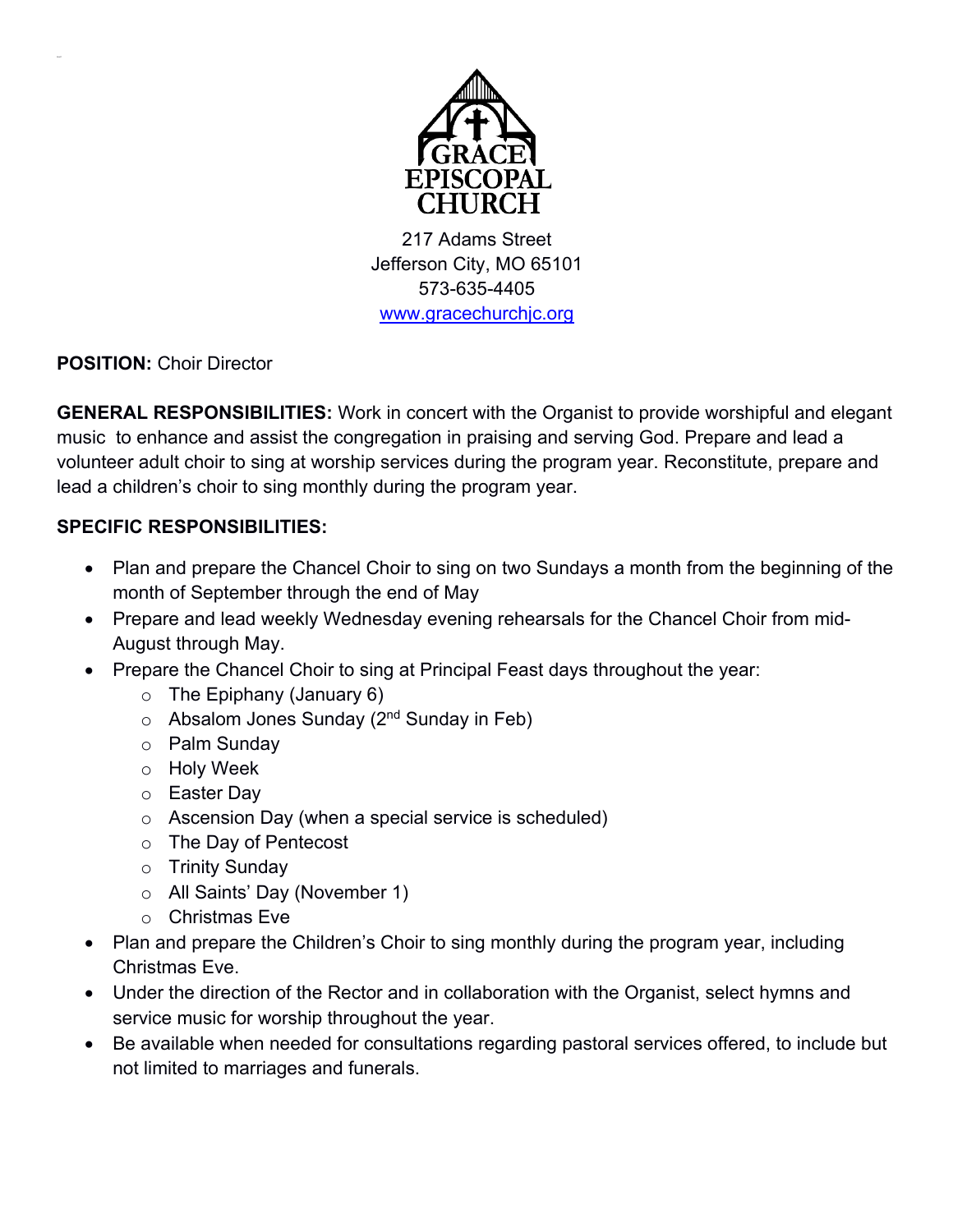# GRACE EPISCOPAL CHURCH

217 Adams Street
Jefferson City, MO 65101
573-635-4405
www.gracechurchjc.org

**POSITION:** Choir Director

**GENERAL RESPONSIBILITIES:** Work in concert with the Organist to provide worshipful and elegant music to enhance and assist the congregation in praising and serving God. Prepare and lead a volunteer adult choir to sing at worship services during the program year. Reconstitute, prepare and lead a children's choir to sing monthly during the program year.

**SPECIFIC RESPONSIBILITIES:**

- Plan and prepare the Chancel Choir to sing on two Sundays a month from the beginning of the month of September through the end of May
- Prepare and lead weekly Wednesday evening rehearsals for the Chancel Choir from mid-August through May.
- Prepare the Chancel Choir to sing at Principal Feast days throughout the year:
  - The Epiphany (January 6)
  - Absalom Jones Sunday (2nd Sunday in Feb)
  - Palm Sunday
  - Holy Week
  - Easter Day
  - Ascension Day (when a special service is scheduled)
  - The Day of Pentecost
  - Trinity Sunday
  - All Saints' Day (November 1)
  - Christmas Eve
- Plan and prepare the Children's Choir to sing monthly during the program year, including Christmas Eve.
- Under the direction of the Rector and in collaboration with the Organist, select hymns and service music for worship throughout the year.
- Be available when needed for consultations regarding pastoral services offered, to include but not limited to marriages and funerals.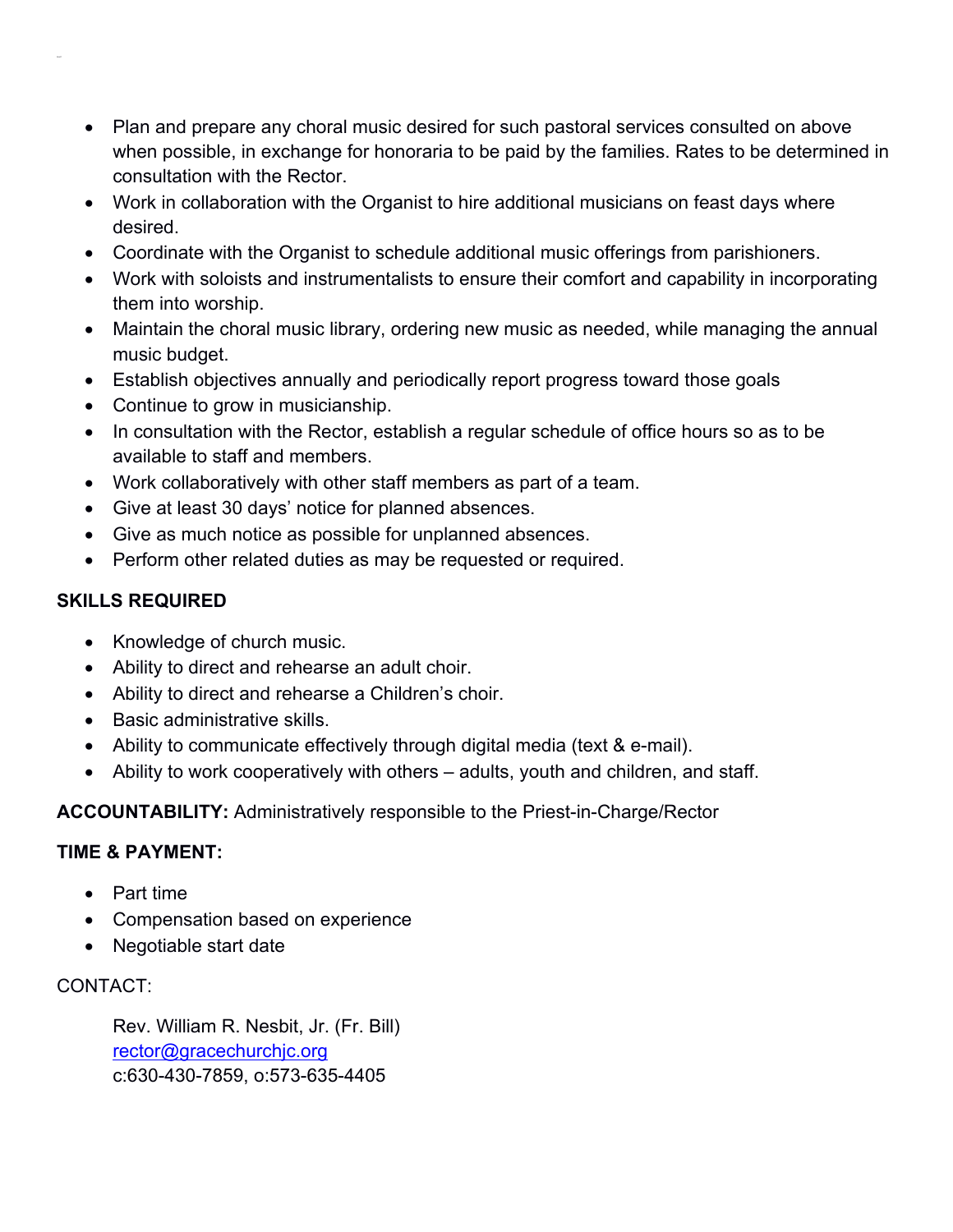- Plan and prepare any choral music desired for such pastoral services consulted on above when possible, in exchange for honoraria to be paid by the families. Rates to be determined in consultation with the Rector.
- Work in collaboration with the Organist to hire additional musicians on feast days where desired.
- Coordinate with the Organist to schedule additional music offerings from parishioners.
- Work with soloists and instrumentalists to ensure their comfort and capability in incorporating them into worship.
- Maintain the choral music library, ordering new music as needed, while managing the annual music budget.
- Establish objectives annually and periodically report progress toward those goals
- Continue to grow in musicianship.
- In consultation with the Rector, establish a regular schedule of office hours so as to be available to staff and members.
- Work collaboratively with other staff members as part of a team.
- Give at least 30 days' notice for planned absences.
- Give as much notice as possible for unplanned absences.
- Perform other related duties as may be requested or required.

**SKILLS REQUIRED**

- Knowledge of church music.
- Ability to direct and rehearse an adult choir.
- Ability to direct and rehearse a Children's choir.
- Basic administrative skills.
- Ability to communicate effectively through digital media (text & e-mail).
- Ability to work cooperatively with others – adults, youth and children, and staff.

**ACCOUNTABILITY:** Administratively responsible to the Priest-in-Charge/Rector

**TIME & PAYMENT:**

- Part time
- Compensation based on experience
- Negotiable start date

CONTACT:

Rev. William R. Nesbit, Jr. (Fr. Bill)
rector@gracechurchjc.org
c:630-430-7859, o:573-635-4405